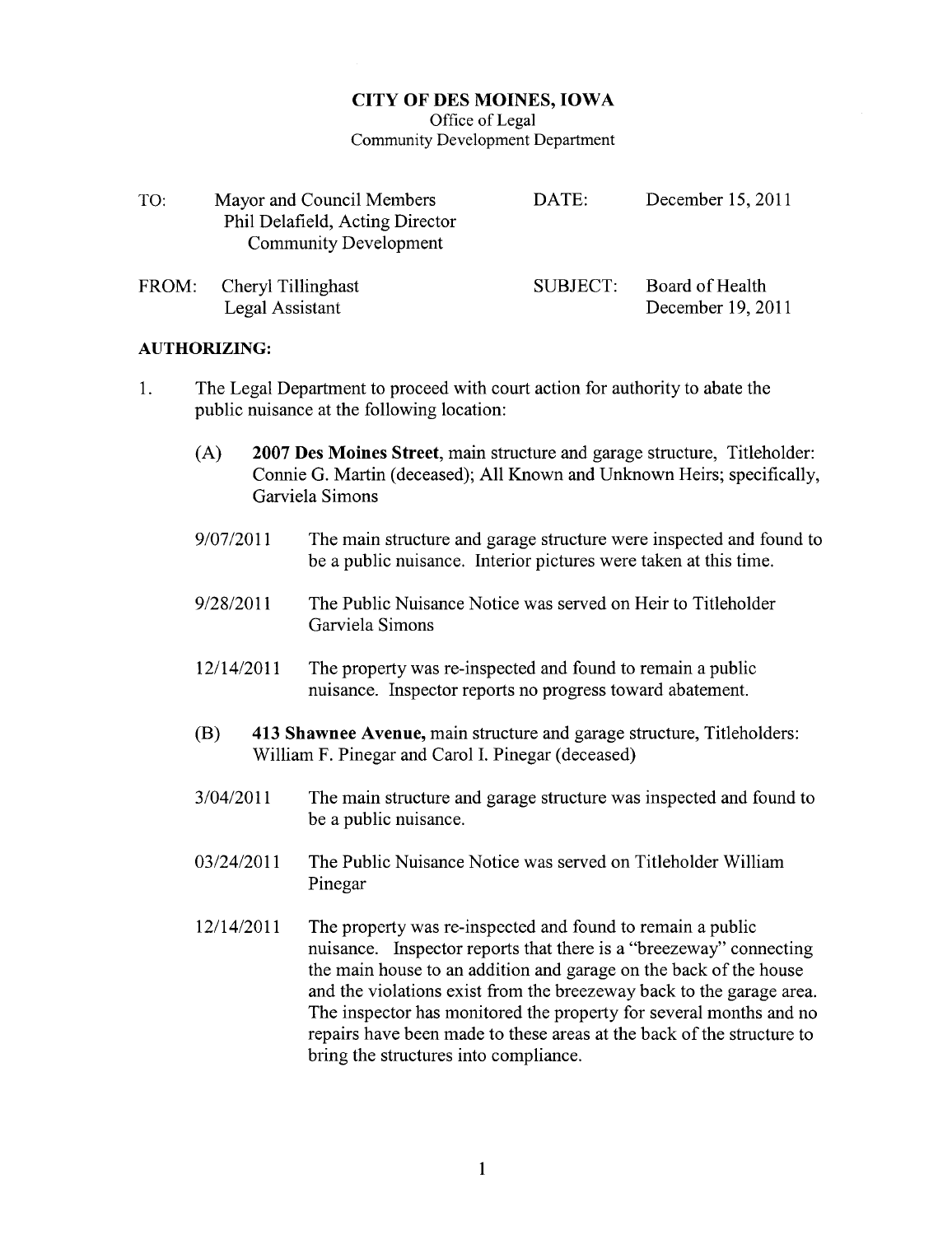**CITY OF DES MOINES, IOWA**
Office of Legal
Community Development Department

| | | | |
|---|---|---|---|
| TO: | Mayor and Council Members<br>Phil Delafield, Acting Director<br>Community Development | DATE: | December 15, 2011 |
| FROM: | Cheryl Tillinghast<br>Legal Assistant | SUBJECT: | Board of Health<br>December 19, 2011 |

**AUTHORIZING:**

1. The Legal Department to proceed with court action for authority to abate the public nuisance at the following location:

   (A) **2007 Des Moines Street**, main structure and garage structure, Titleholder: Connie G. Martin (deceased); All Known and Unknown Heirs; specifically, Garviela Simons

   9/07/2011 The main structure and garage structure were inspected and found to be a public nuisance. Interior pictures were taken at this time.

   9/28/2011 The Public Nuisance Notice was served on Heir to Titleholder Garviela Simons

   12/14/2011 The property was re-inspected and found to remain a public nuisance. Inspector reports no progress toward abatement.

   (B) **413 Shawnee Avenue,** main structure and garage structure, Titleholders: William F. Pinegar and Carol I. Pinegar (deceased)

   3/04/2011 The main structure and garage structure was inspected and found to be a public nuisance.

   03/24/2011 The Public Nuisance Notice was served on Titleholder William Pinegar

   12/14/2011 The property was re-inspected and found to remain a public nuisance. Inspector reports that there is a "breezeway" connecting the main house to an addition and garage on the back of the house and the violations exist from the breezeway back to the garage area. The inspector has monitored the property for several months and no repairs have been made to these areas at the back of the structure to bring the structures into compliance.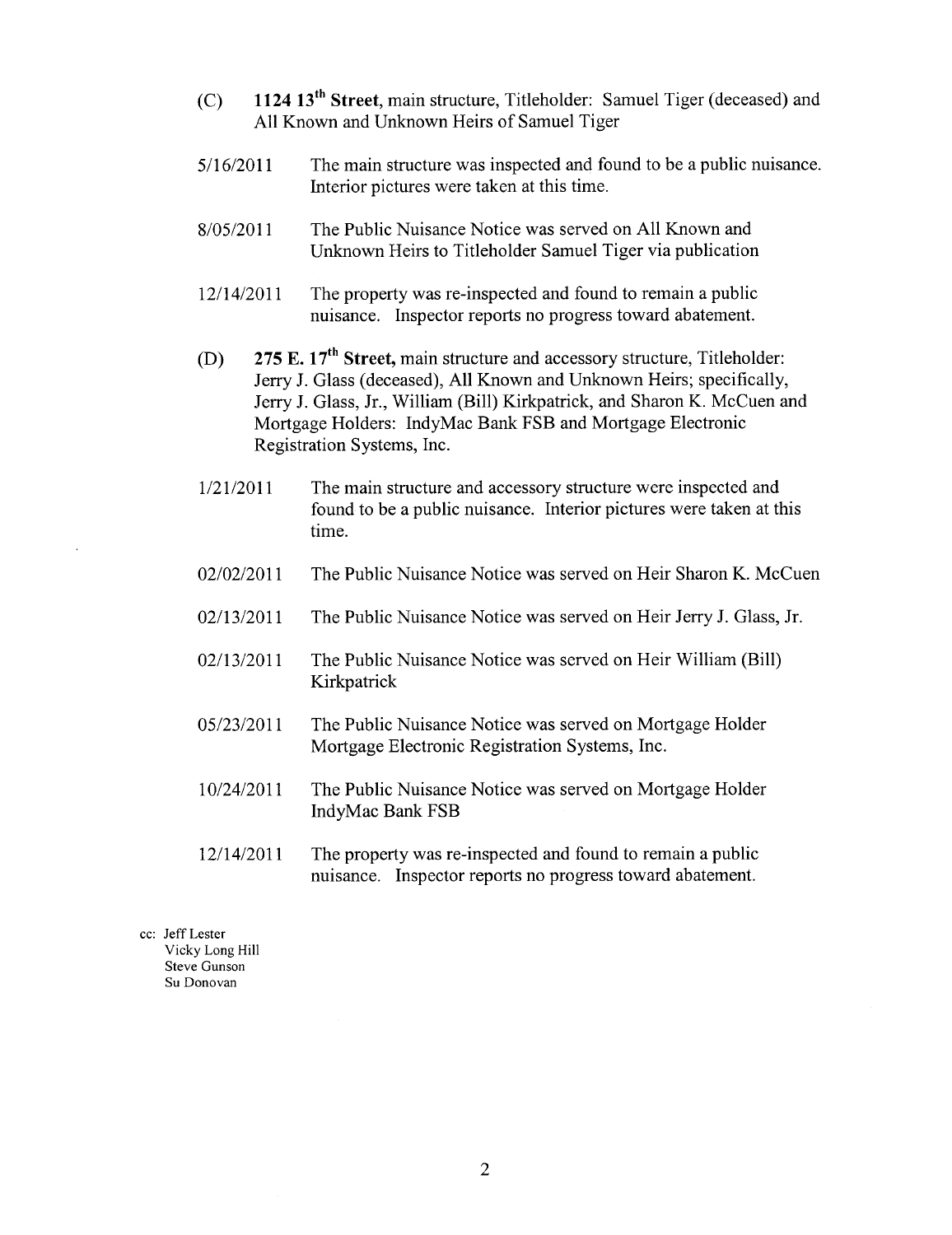(C) **1124 13th Street,** main structure, Titleholder: Samuel Tiger (deceased) and All Known and Unknown Heirs of Samuel Tiger

5/16/2011 The main structure was inspected and found to be a public nuisance. Interior pictures were taken at this time.

8/05/2011 The Public Nuisance Notice was served on All Known and Unknown Heirs to Titleholder Samuel Tiger via publication

12/14/2011 The property was re-inspected and found to remain a public nuisance. Inspector reports no progress toward abatement.

(D) **275 E. 17th Street,** main structure and accessory structure, Titleholder: Jerry J. Glass (deceased), All Known and Unknown Heirs; specifically, Jerry J. Glass, Jr., William (Bill) Kirkpatrick, and Sharon K. McCuen and Mortgage Holders: IndyMac Bank FSB and Mortgage Electronic Registration Systems, Inc.

1/21/2011 The main structure and accessory structure were inspected and found to be a public nuisance. Interior pictures were taken at this time.

02/02/2011 The Public Nuisance Notice was served on Heir Sharon K. McCuen

02/13/2011 The Public Nuisance Notice was served on Heir Jerry J. Glass, Jr.

02/13/2011 The Public Nuisance Notice was served on Heir William (Bill) Kirkpatrick

05/23/2011 The Public Nuisance Notice was served on Mortgage Holder Mortgage Electronic Registration Systems, Inc.

10/24/2011 The Public Nuisance Notice was served on Mortgage Holder IndyMac Bank FSB

12/14/2011 The property was re-inspected and found to remain a public nuisance. Inspector reports no progress toward abatement.

cc: Jeff Lester
Vicky Long Hill
Steve Gunson
Su Donovan